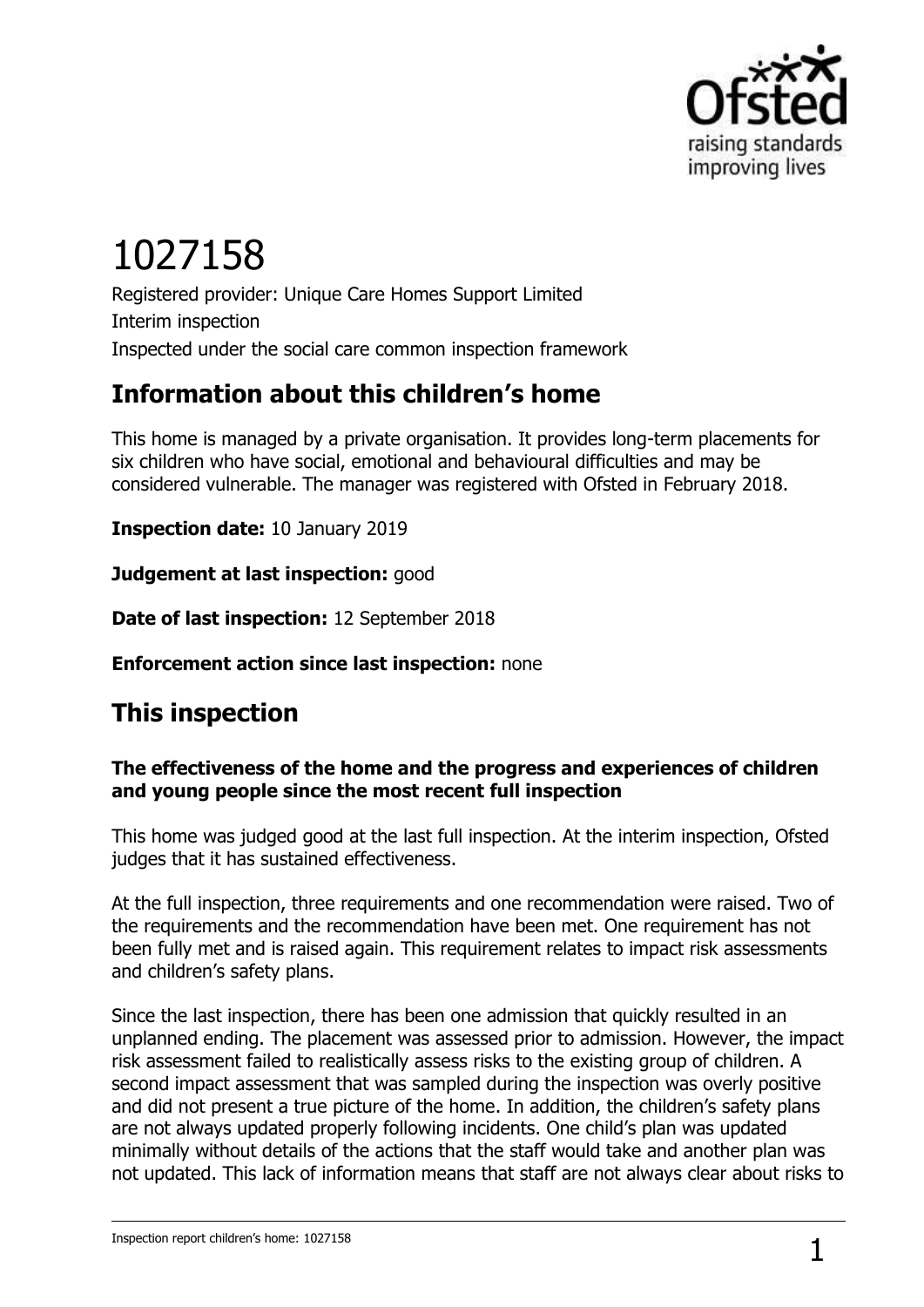# 1027158

Registered provider: Unique Care Homes Support Limited

Interim inspection

Inspected under the social care common inspection framework

## Information about this children's home

This home is managed by a private organisation. It provides long-term placements for six children who have social, emotional and behavioural difficulties and may be considered vulnerable. The manager was registered with Ofsted in February 2018.

**Inspection date:** 10 January 2019

**Judgement at last inspection:** good

**Date of last inspection:** 12 September 2018

**Enforcement action since last inspection:** none

## This inspection

### The effectiveness of the home and the progress and experiences of children and young people since the most recent full inspection

This home was judged good at the last full inspection. At the interim inspection, Ofsted judges that it has sustained effectiveness.

At the full inspection, three requirements and one recommendation were raised. Two of the requirements and the recommendation have been met. One requirement has not been fully met and is raised again. This requirement relates to impact risk assessments and children's safety plans.

Since the last inspection, there has been one admission that quickly resulted in an unplanned ending. The placement was assessed prior to admission. However, the impact risk assessment failed to realistically assess risks to the existing group of children. A second impact assessment that was sampled during the inspection was overly positive and did not present a true picture of the home. In addition, the children's safety plans are not always updated properly following incidents. One child's plan was updated minimally without details of the actions that the staff would take and another plan was not updated. This lack of information means that staff are not always clear about risks to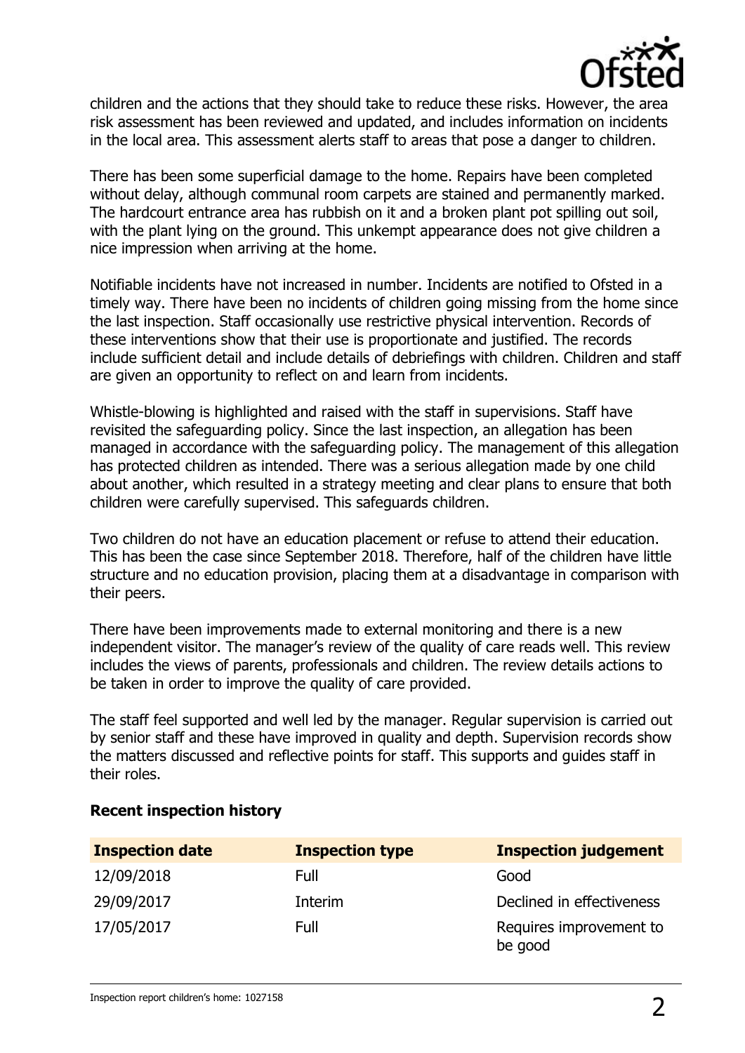children and the actions that they should take to reduce these risks. However, the area risk assessment has been reviewed and updated, and includes information on incidents in the local area. This assessment alerts staff to areas that pose a danger to children.

There has been some superficial damage to the home. Repairs have been completed without delay, although communal room carpets are stained and permanently marked. The hardcourt entrance area has rubbish on it and a broken plant pot spilling out soil, with the plant lying on the ground. This unkempt appearance does not give children a nice impression when arriving at the home.

Notifiable incidents have not increased in number. Incidents are notified to Ofsted in a timely way. There have been no incidents of children going missing from the home since the last inspection. Staff occasionally use restrictive physical intervention. Records of these interventions show that their use is proportionate and justified. The records include sufficient detail and include details of debriefings with children. Children and staff are given an opportunity to reflect on and learn from incidents.

Whistle-blowing is highlighted and raised with the staff in supervisions. Staff have revisited the safeguarding policy. Since the last inspection, an allegation has been managed in accordance with the safeguarding policy. The management of this allegation has protected children as intended. There was a serious allegation made by one child about another, which resulted in a strategy meeting and clear plans to ensure that both children were carefully supervised. This safeguards children.

Two children do not have an education placement or refuse to attend their education. This has been the case since September 2018. Therefore, half of the children have little structure and no education provision, placing them at a disadvantage in comparison with their peers.

There have been improvements made to external monitoring and there is a new independent visitor. The manager's review of the quality of care reads well. This review includes the views of parents, professionals and children. The review details actions to be taken in order to improve the quality of care provided.

The staff feel supported and well led by the manager. Regular supervision is carried out by senior staff and these have improved in quality and depth. Supervision records show the matters discussed and reflective points for staff. This supports and guides staff in their roles.

### Recent inspection history

| Inspection date | Inspection type | Inspection judgement |
|---|---|---|
| 12/09/2018 | Full | Good |
| 29/09/2017 | Interim | Declined in effectiveness |
| 17/05/2017 | Full | Requires improvement to be good |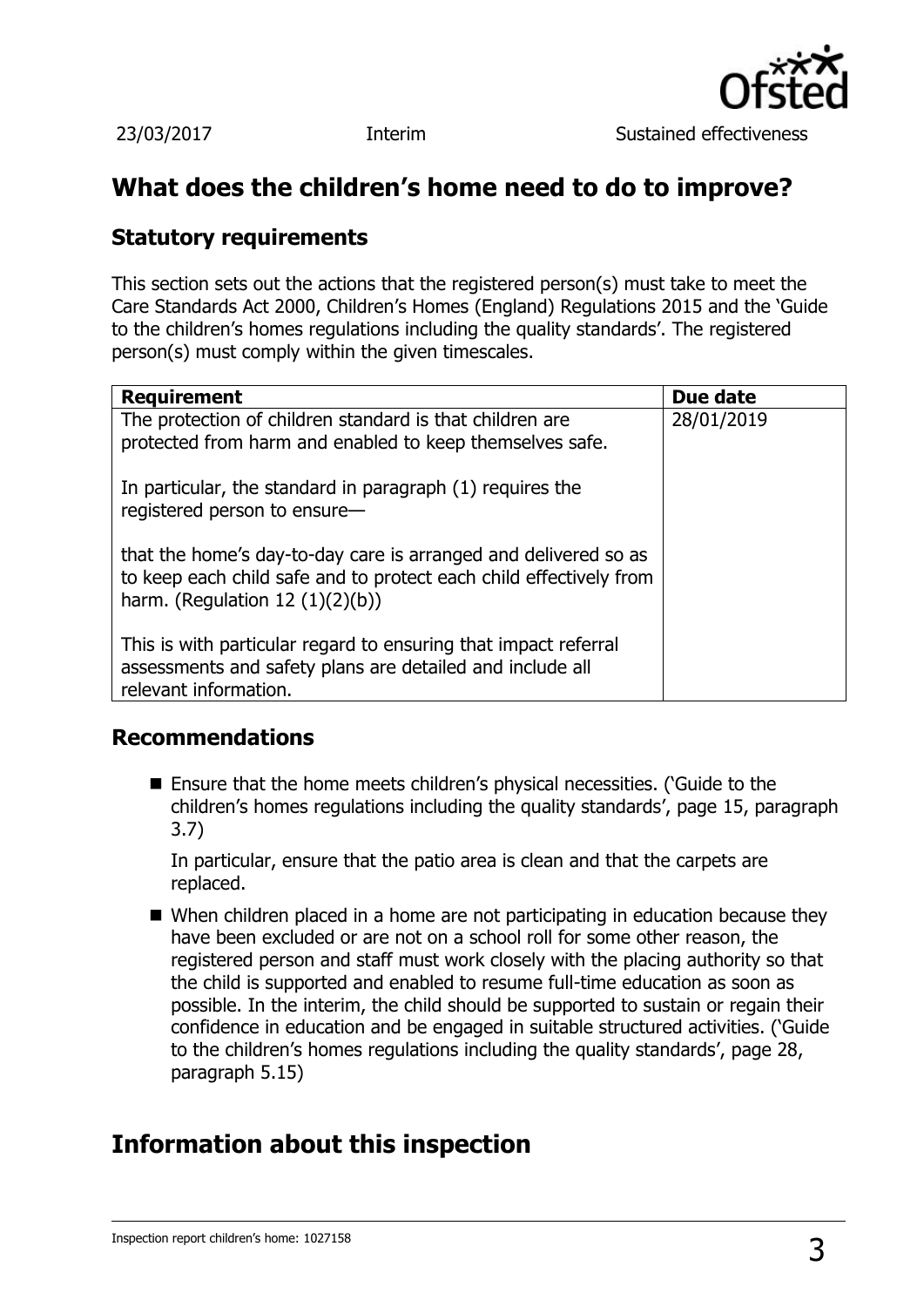| 23/03/2017 | Interim | Sustained effectiveness |
| --- | --- | --- |

## What does the children's home need to do to improve?

### Statutory requirements

This section sets out the actions that the registered person(s) must take to meet the Care Standards Act 2000, Children's Homes (England) Regulations 2015 and the 'Guide to the children's homes regulations including the quality standards'. The registered person(s) must comply within the given timescales.

| Requirement | Due date |
| --- | --- |
| The protection of children standard is that children are protected from harm and enabled to keep themselves safe.<br><br>In particular, the standard in paragraph (1) requires the registered person to ensure—<br><br>that the home's day-to-day care is arranged and delivered so as to keep each child safe and to protect each child effectively from harm. (Regulation 12 (1)(2)(b))<br><br>This is with particular regard to ensuring that impact referral assessments and safety plans are detailed and include all relevant information. | 28/01/2019 |

### Recommendations

- Ensure that the home meets children's physical necessities. ('Guide to the children's homes regulations including the quality standards', page 15, paragraph 3.7)

  In particular, ensure that the patio area is clean and that the carpets are replaced.

- When children placed in a home are not participating in education because they have been excluded or are not on a school roll for some other reason, the registered person and staff must work closely with the placing authority so that the child is supported and enabled to resume full-time education as soon as possible. In the interim, the child should be supported to sustain or regain their confidence in education and be engaged in suitable structured activities. ('Guide to the children's homes regulations including the quality standards', page 28, paragraph 5.15)

## Information about this inspection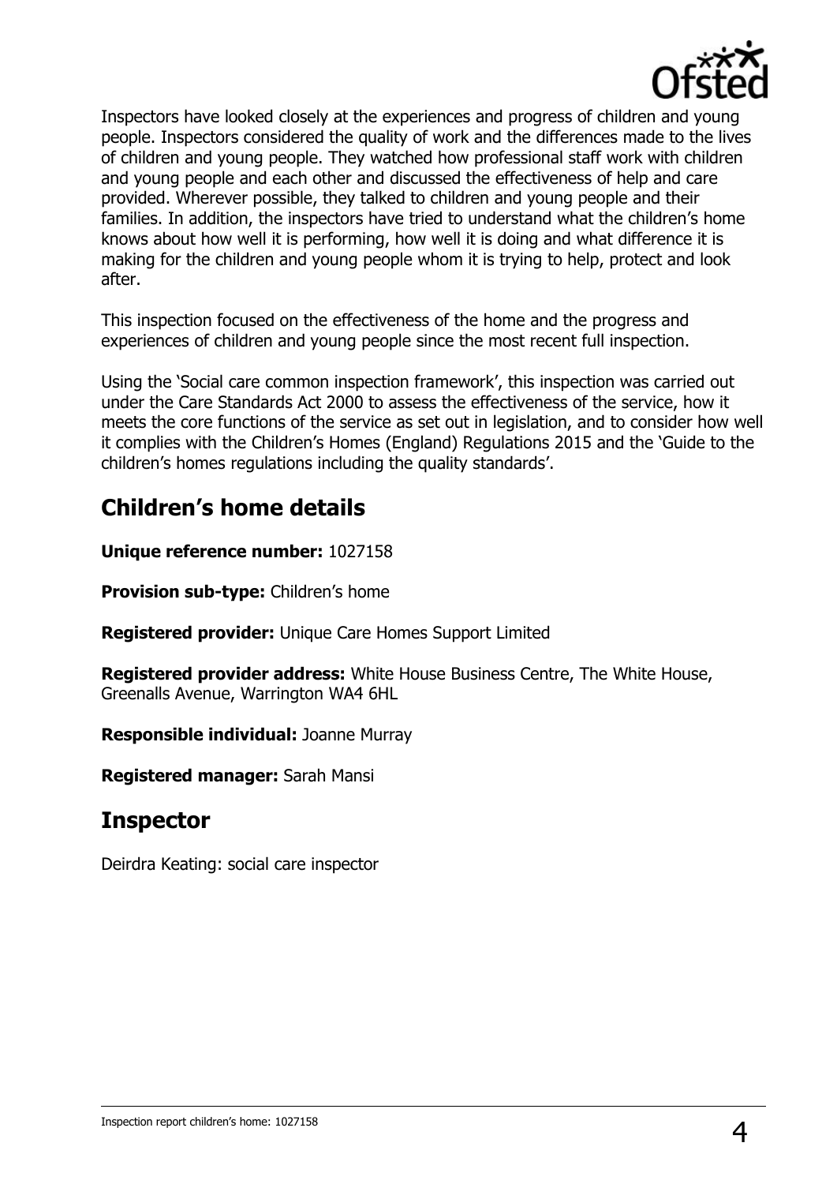Inspectors have looked closely at the experiences and progress of children and young people. Inspectors considered the quality of work and the differences made to the lives of children and young people. They watched how professional staff work with children and young people and each other and discussed the effectiveness of help and care provided. Wherever possible, they talked to children and young people and their families. In addition, the inspectors have tried to understand what the children's home knows about how well it is performing, how well it is doing and what difference it is making for the children and young people whom it is trying to help, protect and look after.

This inspection focused on the effectiveness of the home and the progress and experiences of children and young people since the most recent full inspection.

Using the 'Social care common inspection framework', this inspection was carried out under the Care Standards Act 2000 to assess the effectiveness of the service, how it meets the core functions of the service as set out in legislation, and to consider how well it complies with the Children's Homes (England) Regulations 2015 and the 'Guide to the children's homes regulations including the quality standards'.

## Children's home details

**Unique reference number:** 1027158

**Provision sub-type:** Children's home

**Registered provider:** Unique Care Homes Support Limited

**Registered provider address:** White House Business Centre, The White House, Greenalls Avenue, Warrington WA4 6HL

**Responsible individual:** Joanne Murray

**Registered manager:** Sarah Mansi

## Inspector

Deirdra Keating: social care inspector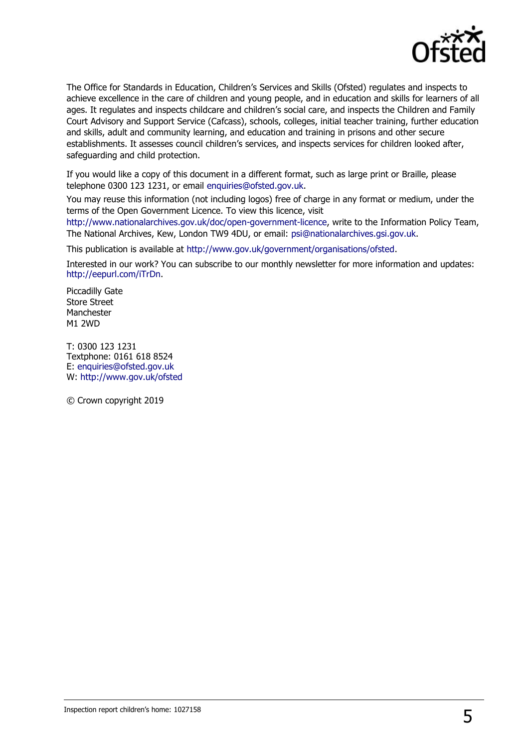The Office for Standards in Education, Children's Services and Skills (Ofsted) regulates and inspects to achieve excellence in the care of children and young people, and in education and skills for learners of all ages. It regulates and inspects childcare and children's social care, and inspects the Children and Family Court Advisory and Support Service (Cafcass), schools, colleges, initial teacher training, further education and skills, adult and community learning, and education and training in prisons and other secure establishments. It assesses council children's services, and inspects services for children looked after, safeguarding and child protection.

If you would like a copy of this document in a different format, such as large print or Braille, please telephone 0300 123 1231, or email enquiries@ofsted.gov.uk.

You may reuse this information (not including logos) free of charge in any format or medium, under the terms of the Open Government Licence. To view this licence, visit http://www.nationalarchives.gov.uk/doc/open-government-licence, write to the Information Policy Team, The National Archives, Kew, London TW9 4DU, or email: psi@nationalarchives.gsi.gov.uk.

This publication is available at http://www.gov.uk/government/organisations/ofsted.

Interested in our work? You can subscribe to our monthly newsletter for more information and updates: http://eepurl.com/iTrDn.

Piccadilly Gate
Store Street
Manchester
M1 2WD

T: 0300 123 1231
Textphone: 0161 618 8524
E: enquiries@ofsted.gov.uk
W: http://www.gov.uk/ofsted

© Crown copyright 2019